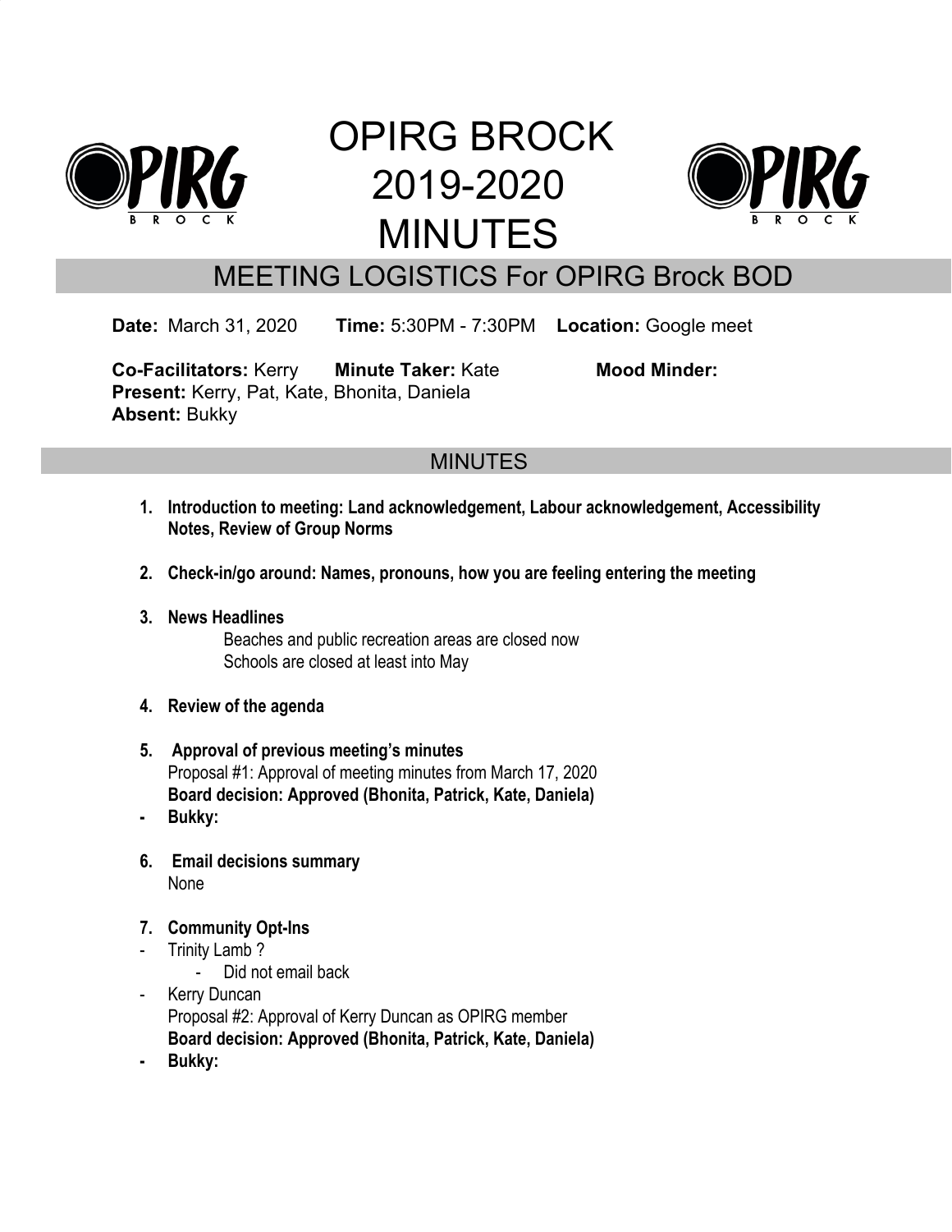# OPIRG BROCK 2019-2020 MINUTES

## MEETING LOGISTICS For OPIRG Brock BOD

**Date:** March 31, 2020 **Time:** 5:30PM - 7:30PM **Location:** Google meet

**Co-Facilitators:** Kerry **Minute Taker:** Kate **Mood Minder:**
**Present:** Kerry, Pat, Kate, Bhonita, Daniela
**Absent:** Bukky

## MINUTES

1. **Introduction to meeting: Land acknowledgement, Labour acknowledgement, Accessibility Notes, Review of Group Norms**

2. **Check-in/go around: Names, pronouns, how you are feeling entering the meeting**

3. **News Headlines**
   Beaches and public recreation areas are closed now
   Schools are closed at least into May

4. **Review of the agenda**

5. **Approval of previous meeting's minutes**
   Proposal #1: Approval of meeting minutes from March 17, 2020
   **Board decision: Approved (Bhonita, Patrick, Kate, Daniela)**

- **Bukky:**

6. **Email decisions summary**
   None

7. **Community Opt-Ins**

- Trinity Lamb ?
  - Did not email back
- Kerry Duncan
  Proposal #2: Approval of Kerry Duncan as OPIRG member
  **Board decision: Approved (Bhonita, Patrick, Kate, Daniela)**
- **Bukky:**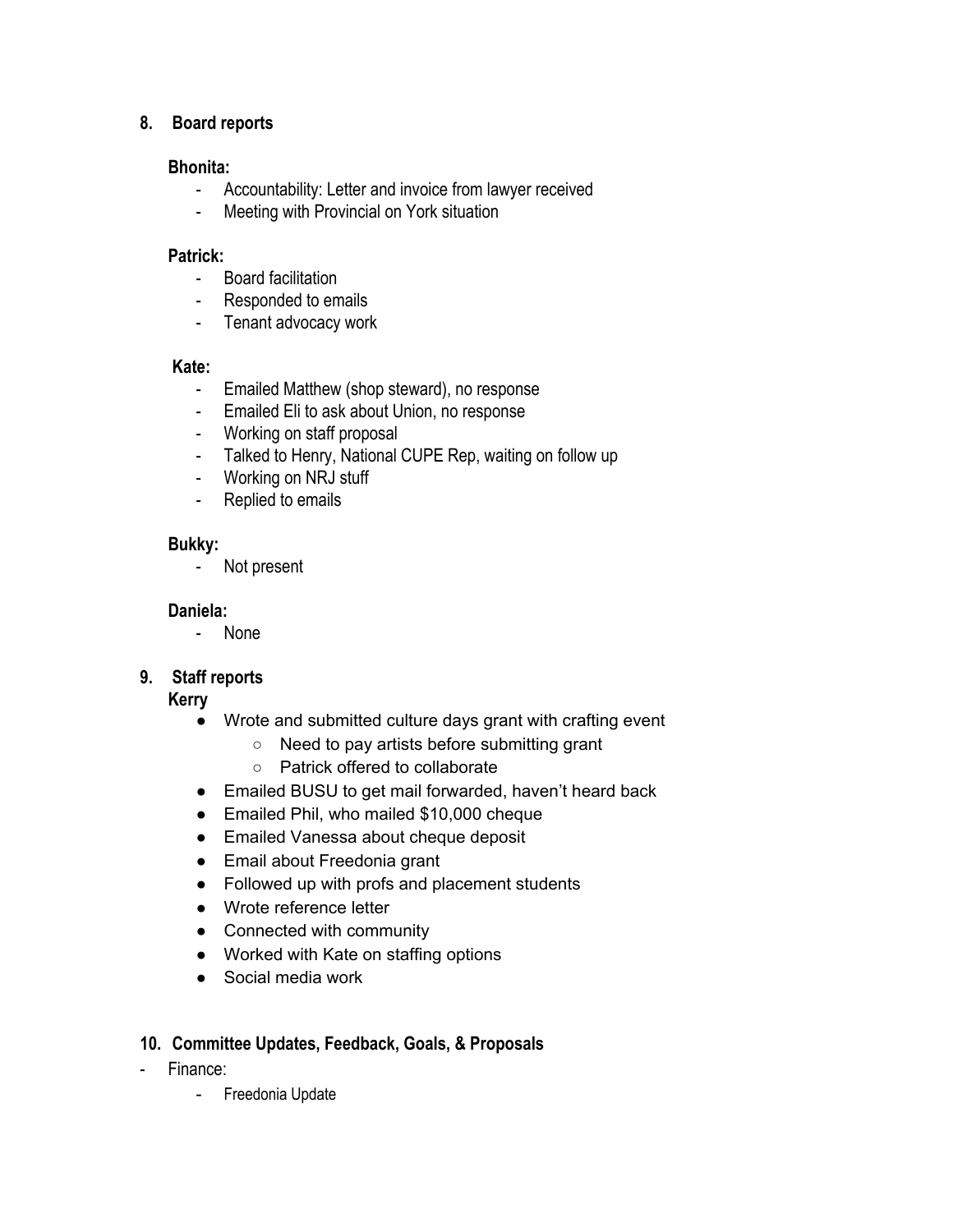## 8. Board reports

**Bhonita:**

- Accountability: Letter and invoice from lawyer received
- Meeting with Provincial on York situation

**Patrick:**

- Board facilitation
- Responded to emails
- Tenant advocacy work

**Kate:**

- Emailed Matthew (shop steward), no response
- Emailed Eli to ask about Union, no response
- Working on staff proposal
- Talked to Henry, National CUPE Rep, waiting on follow up
- Working on NRJ stuff
- Replied to emails

**Bukky:**

- Not present

**Daniela:**

- None

## 9. Staff reports

**Kerry**

- Wrote and submitted culture days grant with crafting event
  - Need to pay artists before submitting grant
  - Patrick offered to collaborate
- Emailed BUSU to get mail forwarded, haven't heard back
- Emailed Phil, who mailed $10,000 cheque
- Emailed Vanessa about cheque deposit
- Email about Freedonia grant
- Followed up with profs and placement students
- Wrote reference letter
- Connected with community
- Worked with Kate on staffing options
- Social media work

## 10. Committee Updates, Feedback, Goals, & Proposals

- Finance:
  - Freedonia Update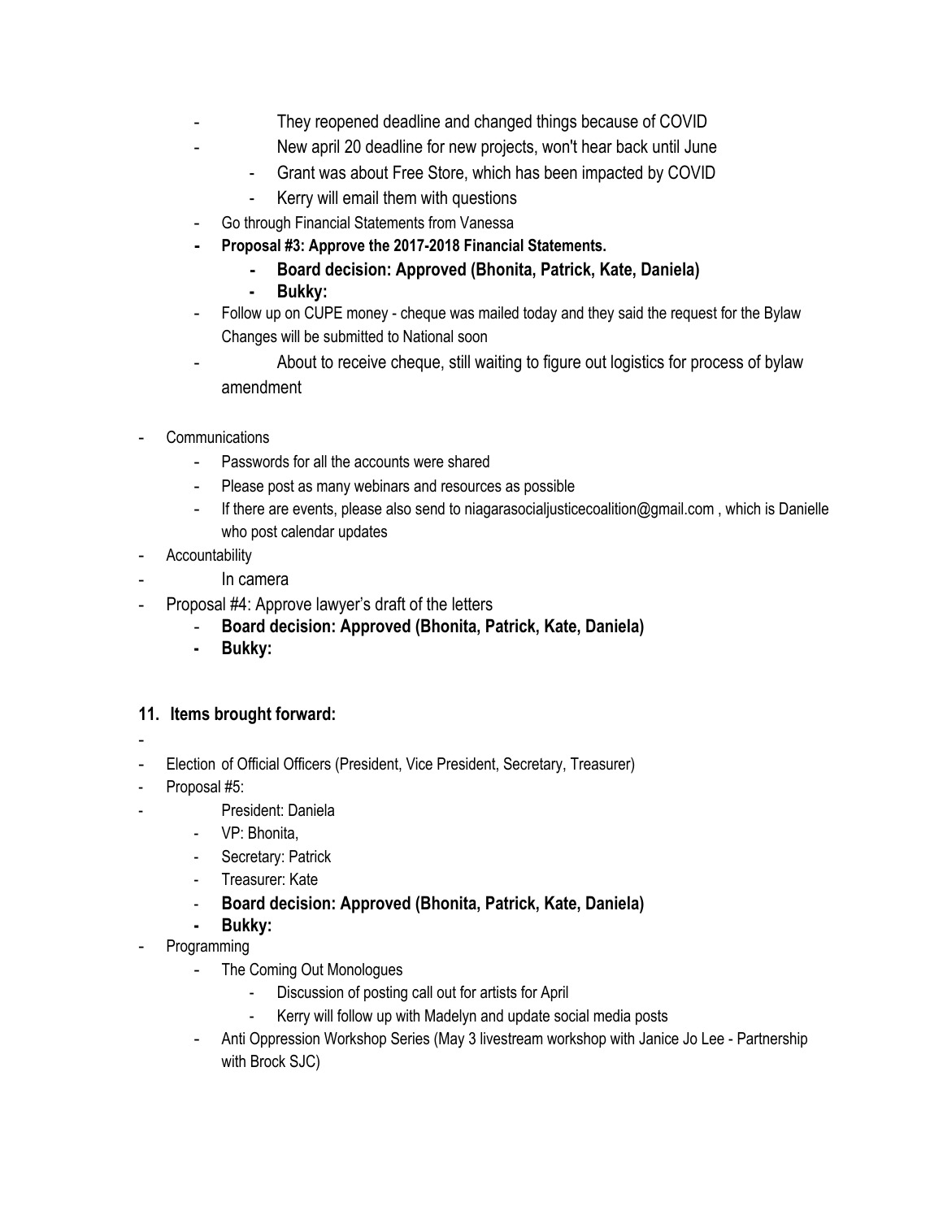- They reopened deadline and changed things because of COVID
- New april 20 deadline for new projects, won't hear back until June
    - Grant was about Free Store, which has been impacted by COVID
    - Kerry will email them with questions
- Go through Financial Statements from Vanessa
- **Proposal #3: Approve the 2017-2018 Financial Statements.**
    - **Board decision: Approved (Bhonita, Patrick, Kate, Daniela)**
    - **Bukky:**
- Follow up on CUPE money - cheque was mailed today and they said the request for the Bylaw Changes will be submitted to National soon
- About to receive cheque, still waiting to figure out logistics for process of bylaw amendment

- Communications
    - Passwords for all the accounts were shared
    - Please post as many webinars and resources as possible
    - If there are events, please also send to niagarasocialjusticecoalition@gmail.com , which is Danielle who post calendar updates
- Accountability
- In camera
- Proposal #4: Approve lawyer's draft of the letters
    - **Board decision: Approved (Bhonita, Patrick, Kate, Daniela)**
    - **Bukky:**

## 11. Items brought forward:

-
- Election of Official Officers (President, Vice President, Secretary, Treasurer)
- Proposal #5:
- President: Daniela
    - VP: Bhonita,
    - Secretary: Patrick
    - Treasurer: Kate
    - **Board decision: Approved (Bhonita, Patrick, Kate, Daniela)**
    - **Bukky:**
- Programming
    - The Coming Out Monologues
        - Discussion of posting call out for artists for April
        - Kerry will follow up with Madelyn and update social media posts
    - Anti Oppression Workshop Series (May 3 livestream workshop with Janice Jo Lee - Partnership with Brock SJC)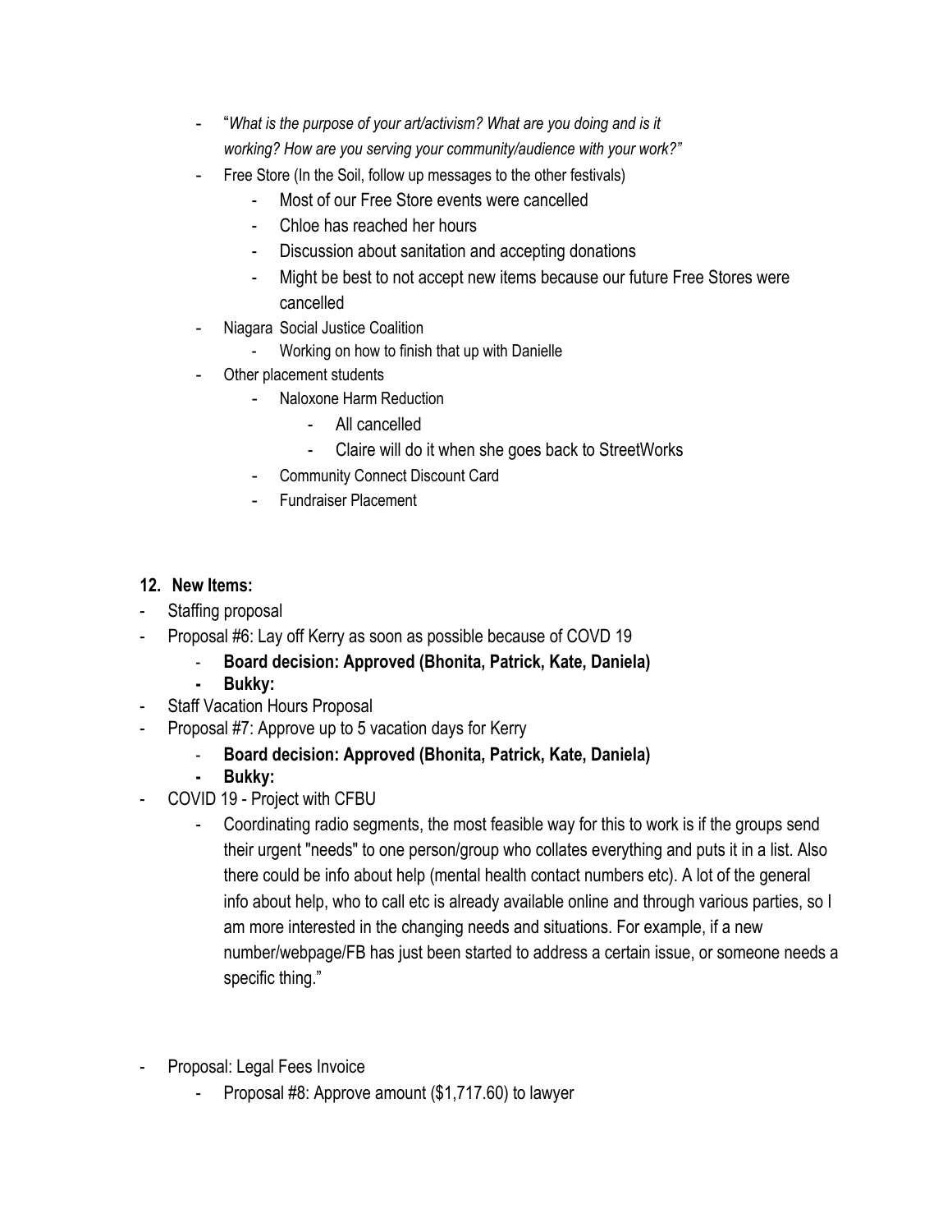- "*What is the purpose of your art/activism? What are you doing and is it working? How are you serving your community/audience with your work?"*
- Free Store (In the Soil, follow up messages to the other festivals)
  - Most of our Free Store events were cancelled
  - Chloe has reached her hours
  - Discussion about sanitation and accepting donations
  - Might be best to not accept new items because our future Free Stores were cancelled
- Niagara Social Justice Coalition
  - Working on how to finish that up with Danielle
- Other placement students
  - Naloxone Harm Reduction
    - All cancelled
    - Claire will do it when she goes back to StreetWorks
  - Community Connect Discount Card
  - Fundraiser Placement

**12. New Items:**

- Staffing proposal
- Proposal #6: Lay off Kerry as soon as possible because of COVD 19
  - **Board decision: Approved (Bhonita, Patrick, Kate, Daniela)**
  - **Bukky:**
- Staff Vacation Hours Proposal
- Proposal #7: Approve up to 5 vacation days for Kerry
  - **Board decision: Approved (Bhonita, Patrick, Kate, Daniela)**
  - **Bukky:**
- COVID 19 - Project with CFBU
  - Coordinating radio segments, the most feasible way for this to work is if the groups send their urgent "needs" to one person/group who collates everything and puts it in a list. Also there could be info about help (mental health contact numbers etc). A lot of the general info about help, who to call etc is already available online and through various parties, so I am more interested in the changing needs and situations. For example, if a new number/webpage/FB has just been started to address a certain issue, or someone needs a specific thing."

- Proposal: Legal Fees Invoice
  - Proposal #8: Approve amount ($1,717.60) to lawyer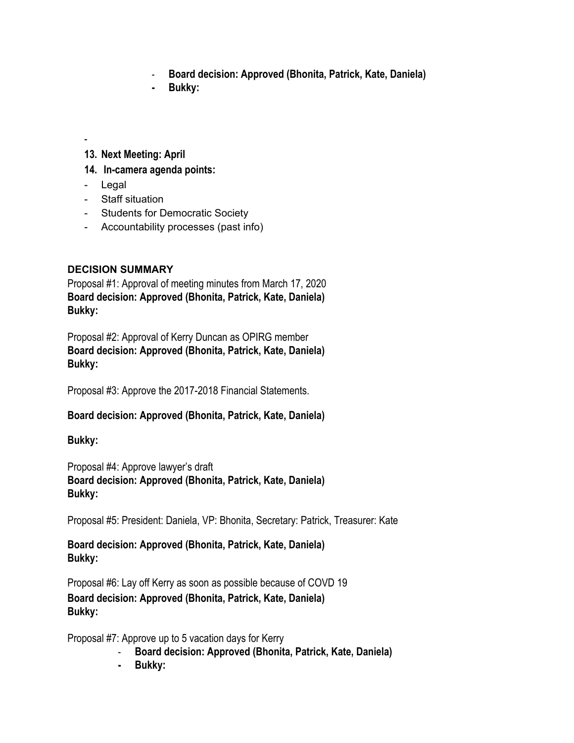- **Board decision: Approved (Bhonita, Patrick, Kate, Daniela)**
- **Bukky:**

-

**13. Next Meeting: April**

**14. In-camera agenda points:**

- Legal
- Staff situation
- Students for Democratic Society
- Accountability processes (past info)

**DECISION SUMMARY**

Proposal #1: Approval of meeting minutes from March 17, 2020
**Board decision: Approved (Bhonita, Patrick, Kate, Daniela)**
**Bukky:**

Proposal #2: Approval of Kerry Duncan as OPIRG member
**Board decision: Approved (Bhonita, Patrick, Kate, Daniela)**
**Bukky:**

Proposal #3: Approve the 2017-2018 Financial Statements.

**Board decision: Approved (Bhonita, Patrick, Kate, Daniela)**

**Bukky:**

Proposal #4: Approve lawyer's draft
**Board decision: Approved (Bhonita, Patrick, Kate, Daniela)**
**Bukky:**

Proposal #5: President: Daniela, VP: Bhonita, Secretary: Patrick, Treasurer: Kate

**Board decision: Approved (Bhonita, Patrick, Kate, Daniela)**
**Bukky:**

Proposal #6: Lay off Kerry as soon as possible because of COVD 19
**Board decision: Approved (Bhonita, Patrick, Kate, Daniela)**
**Bukky:**

Proposal #7: Approve up to 5 vacation days for Kerry

- **Board decision: Approved (Bhonita, Patrick, Kate, Daniela)**
- **Bukky:**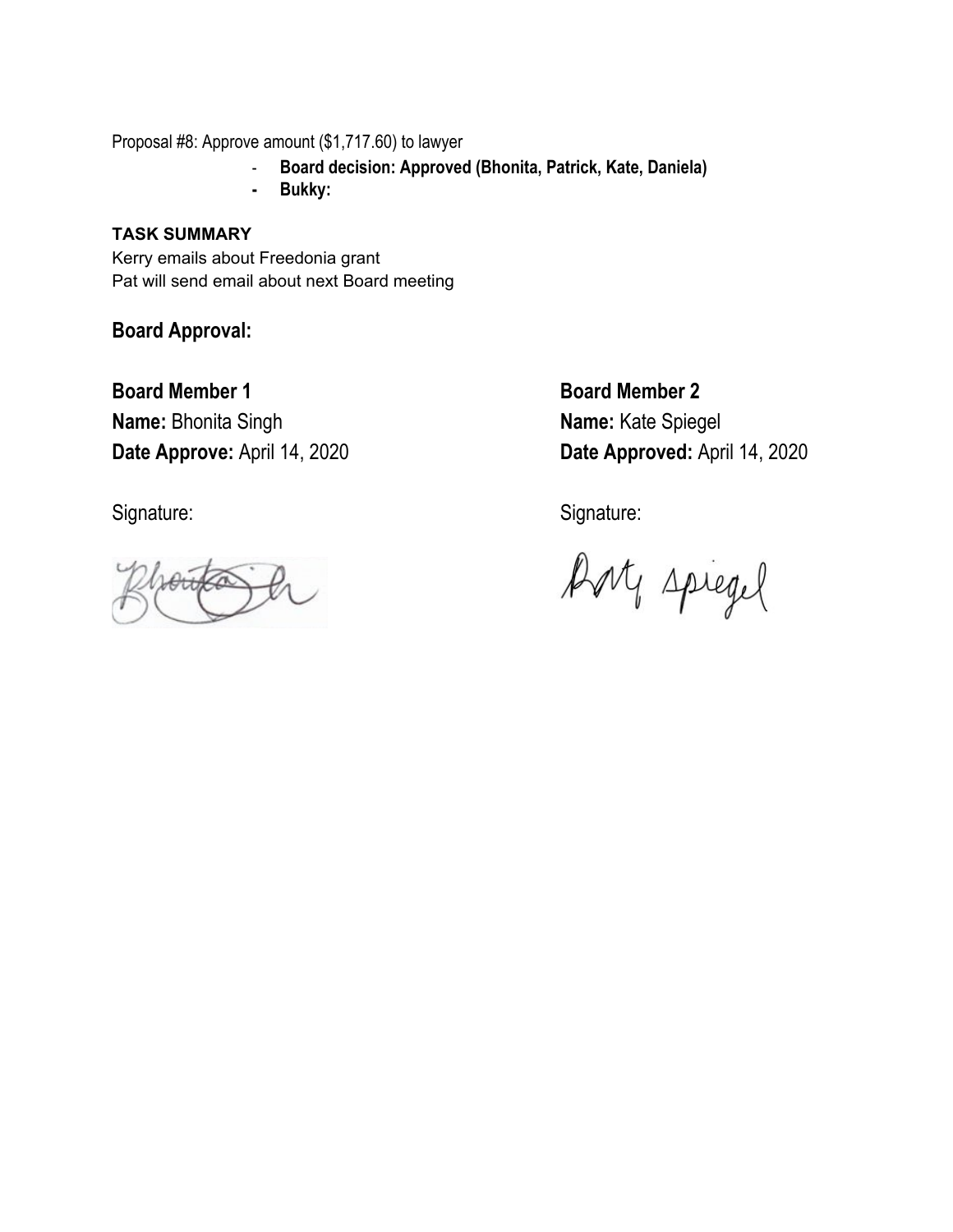Proposal #8: Approve amount ($1,717.60) to lawyer

- **Board decision: Approved (Bhonita, Patrick, Kate, Daniela)**
- **Bukky:**

**TASK SUMMARY**

Kerry emails about Freedonia grant
Pat will send email about next Board meeting

**Board Approval:**

**Board Member 1**
**Name:** Bhonita Singh
**Date Approve:** April 14, 2020

Signature:

**Board Member 2**
**Name:** Kate Spiegel
**Date Approved:** April 14, 2020

Signature: